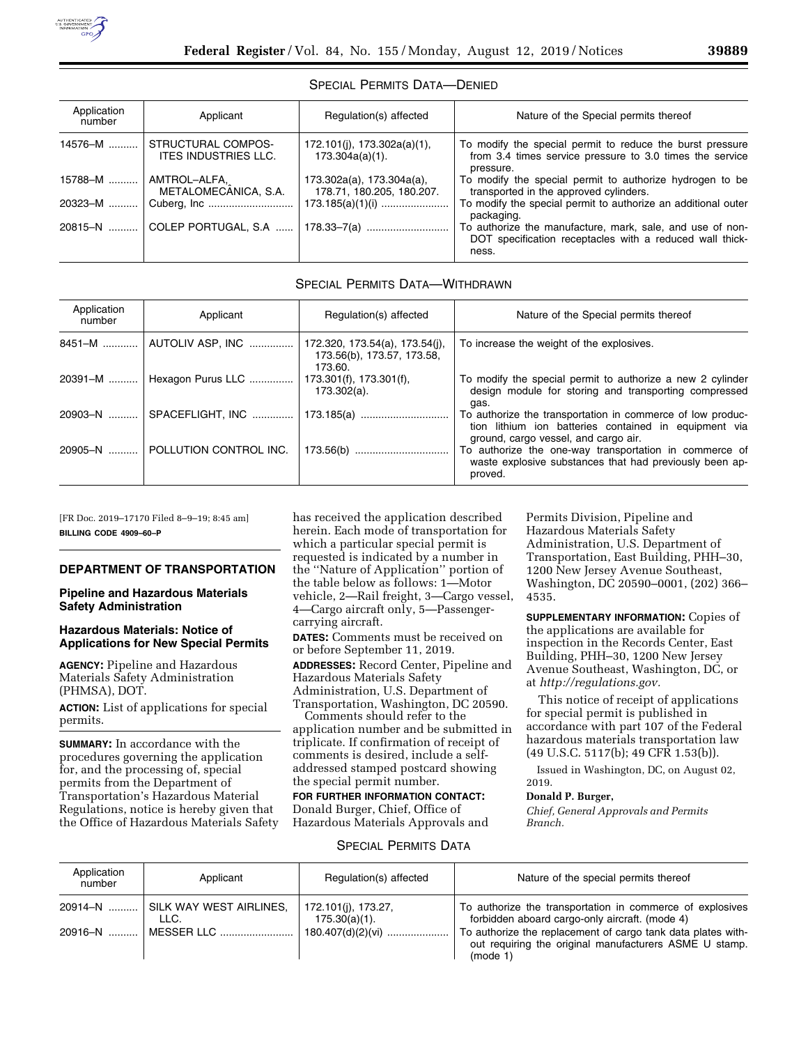## SPECIAL PERMITS DATA—DENIED

| Application number | Applicant | Regulation(s) affected | Nature of the Special permits thereof |
|---|---|---|---|
| 14576–M | STRUCTURAL COMPOSITES INDUSTRIES LLC. | 172.101(j), 173.302a(a)(1), 173.304a(a)(1). | To modify the special permit to reduce the burst pressure from 3.4 times service pressure to 3.0 times the service pressure. |
| 15788–M | AMTROL–ALFA, METALOMECÂNICA, S.A. | 173.302a(a), 173.304a(a), 178.71, 180.205, 180.207. | To modify the special permit to authorize hydrogen to be transported in the approved cylinders. |
| 20323–M | Cuberg, Inc | 173.185(a)(1)(i) | To modify the special permit to authorize an additional outer packaging. |
| 20815–N | COLEP PORTUGAL, S.A | 178.33–7(a) | To authorize the manufacture, mark, sale, and use of non-DOT specification receptacles with a reduced wall thickness. |

## SPECIAL PERMITS DATA—WITHDRAWN

| Application number | Applicant | Regulation(s) affected | Nature of the Special permits thereof |
|---|---|---|---|
| 8451–M | AUTOLIV ASP, INC | 172.320, 173.54(a), 173.54(j), 173.56(b), 173.57, 173.58, 173.60. | To increase the weight of the explosives. |
| 20391–M | Hexagon Purus LLC | 173.301(f), 173.301(f), 173.302(a). | To modify the special permit to authorize a new 2 cylinder design module for storing and transporting compressed gas. |
| 20903–N | SPACEFLIGHT, INC | 173.185(a) | To authorize the transportation in commerce of low production lithium ion batteries contained in equipment via ground, cargo vessel, and cargo air. |
| 20905–N | POLLUTION CONTROL INC. | 173.56(b) | To authorize the one-way transportation in commerce of waste explosive substances that had previously been approved. |

[FR Doc. 2019–17170 Filed 8–9–19; 8:45 am]

**BILLING CODE 4909–60–P**

**DEPARTMENT OF TRANSPORTATION**

**Pipeline and Hazardous Materials Safety Administration**

**Hazardous Materials: Notice of Applications for New Special Permits**

**AGENCY:** Pipeline and Hazardous Materials Safety Administration (PHMSA), DOT.

**ACTION:** List of applications for special permits.

**SUMMARY:** In accordance with the procedures governing the application for, and the processing of, special permits from the Department of Transportation's Hazardous Material Regulations, notice is hereby given that the Office of Hazardous Materials Safety has received the application described herein. Each mode of transportation for which a particular special permit is requested is indicated by a number in the "Nature of Application" portion of the table below as follows: 1—Motor vehicle, 2—Rail freight, 3—Cargo vessel, 4—Cargo aircraft only, 5—Passenger-carrying aircraft.

**DATES:** Comments must be received on or before September 11, 2019.

**ADDRESSES:** Record Center, Pipeline and Hazardous Materials Safety Administration, U.S. Department of Transportation, Washington, DC 20590.

Comments should refer to the application number and be submitted in triplicate. If confirmation of receipt of comments is desired, include a self-addressed stamped postcard showing the special permit number.

**FOR FURTHER INFORMATION CONTACT:** Donald Burger, Chief, Office of Hazardous Materials Approvals and Permits Division, Pipeline and Hazardous Materials Safety Administration, U.S. Department of Transportation, East Building, PHH–30, 1200 New Jersey Avenue Southeast, Washington, DC 20590–0001, (202) 366–4535.

**SUPPLEMENTARY INFORMATION:** Copies of the applications are available for inspection in the Records Center, East Building, PHH–30, 1200 New Jersey Avenue Southeast, Washington, DC, or at *http://regulations.gov.*

This notice of receipt of applications for special permit is published in accordance with part 107 of the Federal hazardous materials transportation law (49 U.S.C. 5117(b); 49 CFR 1.53(b)).

Issued in Washington, DC, on August 02, 2019.

**Donald P. Burger,**

*Chief, General Approvals and Permits Branch.*

## SPECIAL PERMITS DATA

| Application number | Applicant | Regulation(s) affected | Nature of the special permits thereof |
|---|---|---|---|
| 20914–N | SILK WAY WEST AIRLINES, LLC. | 172.101(j), 173.27, 175.30(a)(1). | To authorize the transportation in commerce of explosives forbidden aboard cargo-only aircraft. (mode 4) |
| 20916–N | MESSER LLC | 180.407(d)(2)(vi) | To authorize the replacement of cargo tank data plates without requiring the original manufacturers ASME U stamp. (mode 1) |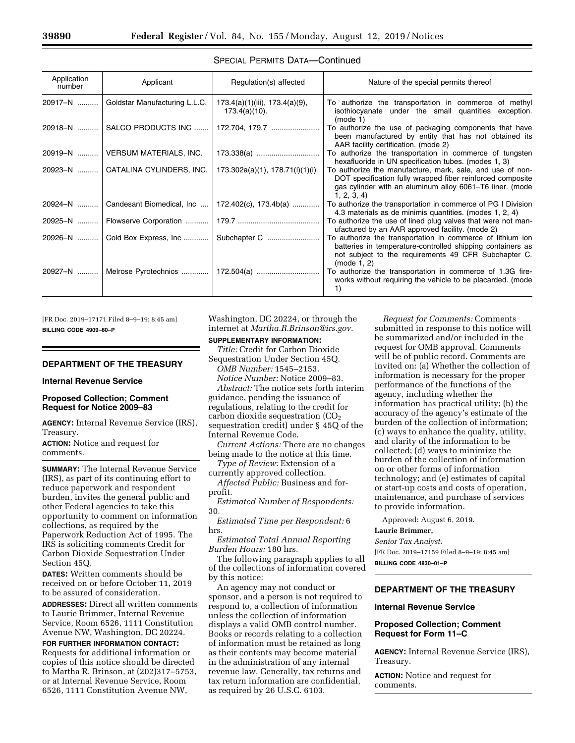SPECIAL PERMITS DATA—Continued

| Application number | Applicant | Regulation(s) affected | Nature of the special permits thereof |
| --- | --- | --- | --- |
| 20917–N | Goldstar Manufacturing L.L.C. | 173.4(a)(1)(iii), 173.4(a)(9), 173.4(a)(10). | To authorize the transportation in commerce of methyl isothiocyanate under the small quantities exception. (mode 1) |
| 20918–N | SALCO PRODUCTS INC | 172.704, 179.7 | To authorize the use of packaging components that have been manufactured by entity that has not obtained its AAR facility certification. (mode 2) |
| 20919–N | VERSUM MATERIALS, INC. | 173.338(a) | To authorize the transportation in commerce of tungsten hexafluoride in UN specification tubes. (modes 1, 3) |
| 20923–N | CATALINA CYLINDERS, INC. | 173.302a(a)(1), 178.71(l)(1)(i) | To authorize the manufacture, mark, sale, and use of non-DOT specification fully wrapped fiber reinforced composite gas cylinder with an aluminum alloy 6061–T6 liner. (mode 1, 2, 3, 4) |
| 20924–N | Candesant Biomedical, Inc | 172.402(c), 173.4b(a) | To authorize the transportation in commerce of PG I Division 4.3 materials as de minimis quantities. (modes 1, 2, 4) |
| 20925–N | Flowserve Corporation | 179.7 | To authorize the use of lined plug valves that were not manufactured by an AAR approved facility. (mode 2) |
| 20926–N | Cold Box Express, Inc | Subchapter C | To authorize the transportation in commerce of lithium ion batteries in temperature-controlled shipping containers as not subject to the requirements 49 CFR Subchapter C. (mode 1, 2) |
| 20927–N | Melrose Pyrotechnics | 172.504(a) | To authorize the transportation in commerce of 1.3G fireworks without requiring the vehicle to be placarded. (mode 1) |

[FR Doc. 2019–17171 Filed 8–9–19; 8:45 am]

**BILLING CODE 4909–60–P**

## DEPARTMENT OF THE TREASURY

### Internal Revenue Service

### Proposed Collection; Comment Request for Notice 2009–83

**AGENCY:** Internal Revenue Service (IRS), Treasury.

**ACTION:** Notice and request for comments.

**SUMMARY:** The Internal Revenue Service (IRS), as part of its continuing effort to reduce paperwork and respondent burden, invites the general public and other Federal agencies to take this opportunity to comment on information collections, as required by the Paperwork Reduction Act of 1995. The IRS is soliciting comments Credit for Carbon Dioxide Sequestration Under Section 45Q.

**DATES:** Written comments should be received on or before October 11, 2019 to be assured of consideration.

**ADDRESSES:** Direct all written comments to Laurie Brimmer, Internal Revenue Service, Room 6526, 1111 Constitution Avenue NW, Washington, DC 20224.

**FOR FURTHER INFORMATION CONTACT:** Requests for additional information or copies of this notice should be directed to Martha R. Brinson, at (202)317–5753, or at Internal Revenue Service, Room 6526, 1111 Constitution Avenue NW, Washington, DC 20224, or through the internet at *Martha.R.Brinson@irs.gov.*

**SUPPLEMENTARY INFORMATION:**

*Title:* Credit for Carbon Dioxide Sequestration Under Section 45Q.

*OMB Number:* 1545–2153.

*Notice Number:* Notice 2009–83.

*Abstract:* The notice sets forth interim guidance, pending the issuance of regulations, relating to the credit for carbon dioxide sequestration ($CO_2$ sequestration credit) under § 45Q of the Internal Revenue Code.

*Current Actions:* There are no changes being made to the notice at this time.

*Type of Review:* Extension of a currently approved collection.

*Affected Public:* Business and for-profit.

*Estimated Number of Respondents:* 30.

*Estimated Time per Respondent:* 6 hrs.

*Estimated Total Annual Reporting Burden Hours:* 180 hrs.

The following paragraph applies to all of the collections of information covered by this notice:

An agency may not conduct or sponsor, and a person is not required to respond to, a collection of information unless the collection of information displays a valid OMB control number. Books or records relating to a collection of information must be retained as long as their contents may become material in the administration of any internal revenue law. Generally, tax returns and tax return information are confidential, as required by 26 U.S.C. 6103.

*Request for Comments:* Comments submitted in response to this notice will be summarized and/or included in the request for OMB approval. Comments will be of public record. Comments are invited on: (a) Whether the collection of information is necessary for the proper performance of the functions of the agency, including whether the information has practical utility; (b) the accuracy of the agency's estimate of the burden of the collection of information; (c) ways to enhance the quality, utility, and clarity of the information to be collected; (d) ways to minimize the burden of the collection of information on or other forms of information technology; and (e) estimates of capital or start-up costs and costs of operation, maintenance, and purchase of services to provide information.

Approved: August 6, 2019.

**Laurie Brimmer,**

*Senior Tax Analyst.*

[FR Doc. 2019–17159 Filed 8–9–19; 8:45 am]

**BILLING CODE 4830–01–P**

## DEPARTMENT OF THE TREASURY

### Internal Revenue Service

### Proposed Collection; Comment Request for Form 11–C

**AGENCY:** Internal Revenue Service (IRS), Treasury.

**ACTION:** Notice and request for comments.